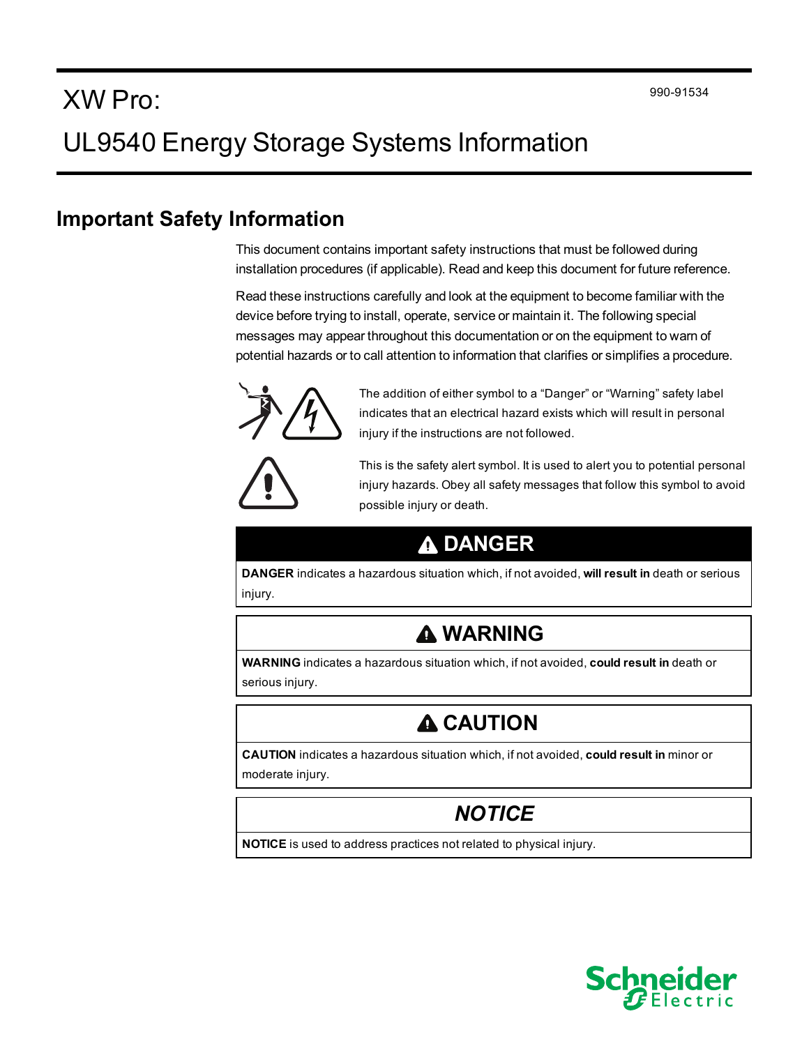# XW Pro:

990-91534

# UL9540 Energy Storage Systems Information

## Important Safety Information

This document contains important safety instructions that must be followed during installation procedures (if applicable). Read and keep this document for future reference.

Read these instructions carefully and look at the equipment to become familiar with the device before trying to install, operate, service or maintain it. The following special messages may appear throughout this documentation or on the equipment to warn of potential hazards or to call attention to information that clarifies or simplifies a procedure.

The addition of either symbol to a “Danger” or “Warning” safety label indicates that an electrical hazard exists which will result in personal injury if the instructions are not followed.

This is the safety alert symbol. It is used to alert you to potential personal injury hazards. Obey all safety messages that follow this symbol to avoid possible injury or death.

### DANGER

**DANGER** indicates a hazardous situation which, if not avoided, **will result in** death or serious injury.

### WARNING

**WARNING** indicates a hazardous situation which, if not avoided, **could result in** death or serious injury.

### CAUTION

**CAUTION** indicates a hazardous situation which, if not avoided, **could result in** minor or moderate injury.

### *NOTICE*

**NOTICE** is used to address practices not related to physical injury.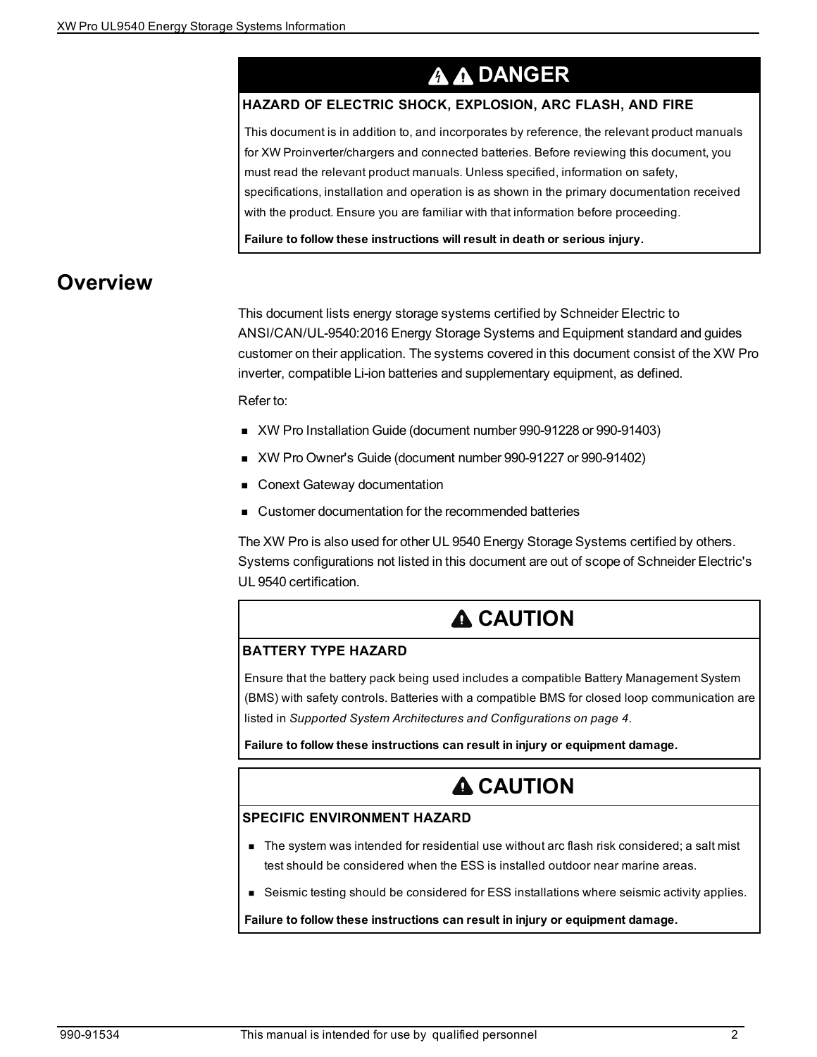**⚠ ⚠ DANGER**

**HAZARD OF ELECTRIC SHOCK, EXPLOSION, ARC FLASH, AND FIRE**

This document is in addition to, and incorporates by reference, the relevant product manuals for XW Proinverter/chargers and connected batteries. Before reviewing this document, you must read the relevant product manuals. Unless specified, information on safety, specifications, installation and operation is as shown in the primary documentation received with the product. Ensure you are familiar with that information before proceeding.

**Failure to follow these instructions will result in death or serious injury.**

## Overview

This document lists energy storage systems certified by Schneider Electric to ANSI/CAN/UL-9540:2016 Energy Storage Systems and Equipment standard and guides customer on their application. The systems covered in this document consist of the XW Pro inverter, compatible Li-ion batteries and supplementary equipment, as defined.

Refer to:

- XW Pro Installation Guide (document number 990-91228 or 990-91403)
- XW Pro Owner's Guide (document number 990-91227 or 990-91402)
- Conext Gateway documentation
- Customer documentation for the recommended batteries

The XW Pro is also used for other UL 9540 Energy Storage Systems certified by others. Systems configurations not listed in this document are out of scope of Schneider Electric's UL 9540 certification.

**⚠ CAUTION**

**BATTERY TYPE HAZARD**

Ensure that the battery pack being used includes a compatible Battery Management System (BMS) with safety controls. Batteries with a compatible BMS for closed loop communication are listed in *Supported System Architectures and Configurations on page 4*.

**Failure to follow these instructions can result in injury or equipment damage.**

**⚠ CAUTION**

**SPECIFIC ENVIRONMENT HAZARD**

- The system was intended for residential use without arc flash risk considered; a salt mist test should be considered when the ESS is installed outdoor near marine areas.
- Seismic testing should be considered for ESS installations where seismic activity applies.

**Failure to follow these instructions can result in injury or equipment damage.**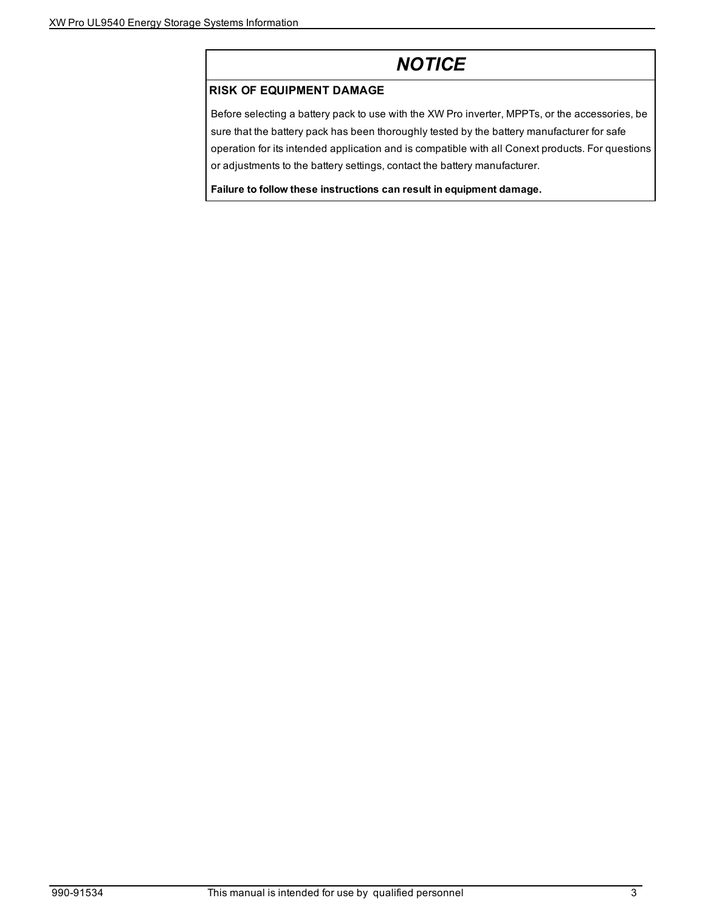## NOTICE

**RISK OF EQUIPMENT DAMAGE**

Before selecting a battery pack to use with the XW Pro inverter, MPPTs, or the accessories, be sure that the battery pack has been thoroughly tested by the battery manufacturer for safe operation for its intended application and is compatible with all Conext products. For questions or adjustments to the battery settings, contact the battery manufacturer.

**Failure to follow these instructions can result in equipment damage.**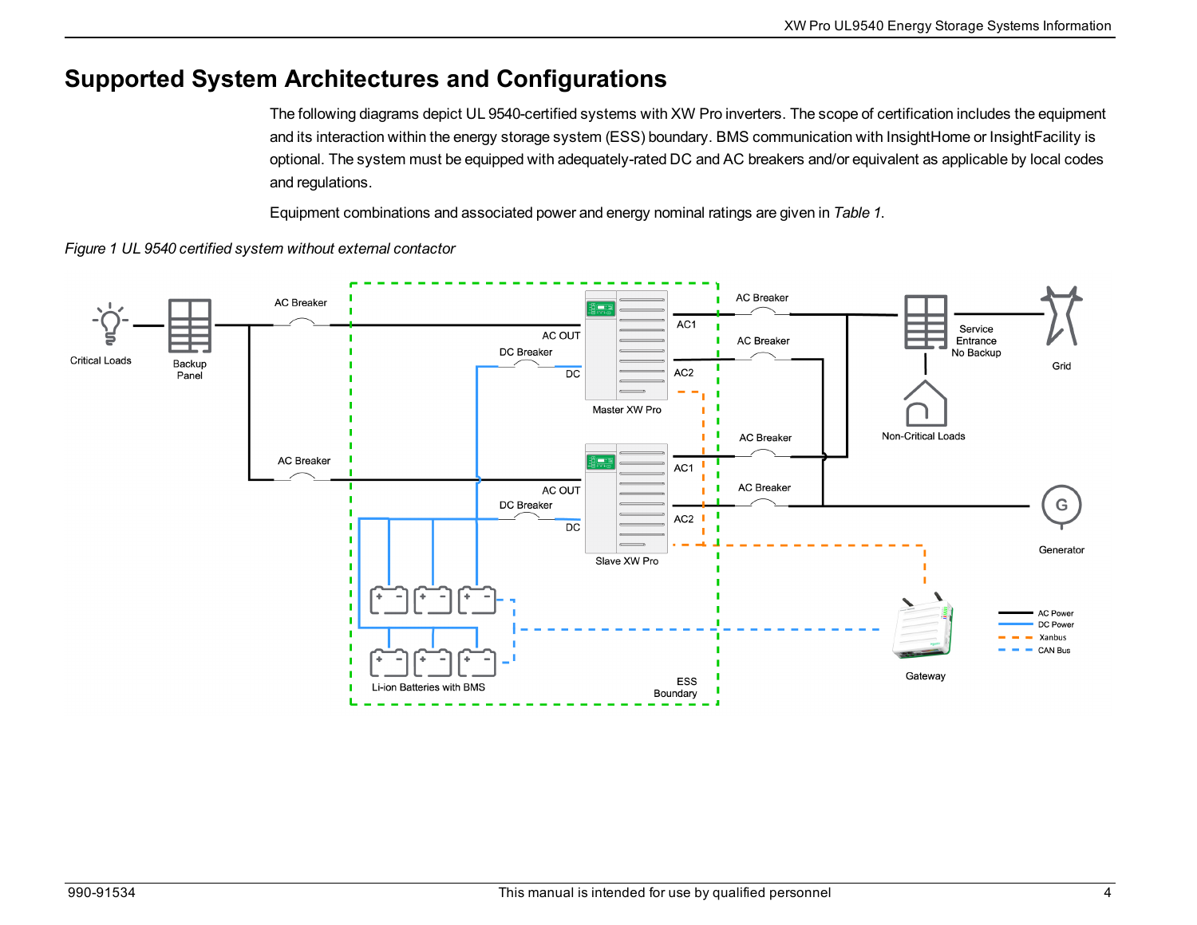## Supported System Architectures and Configurations

The following diagrams depict UL 9540-certified systems with XW Pro inverters. The scope of certification includes the equipment and its interaction within the energy storage system (ESS) boundary. BMS communication with InsightHome or InsightFacility is optional. The system must be equipped with adequately-rated DC and AC breakers and/or equivalent as applicable by local codes and regulations.

Equipment combinations and associated power and energy nominal ratings are given in *Table 1*.

*Figure 1 UL 9540 certified system without external contactor*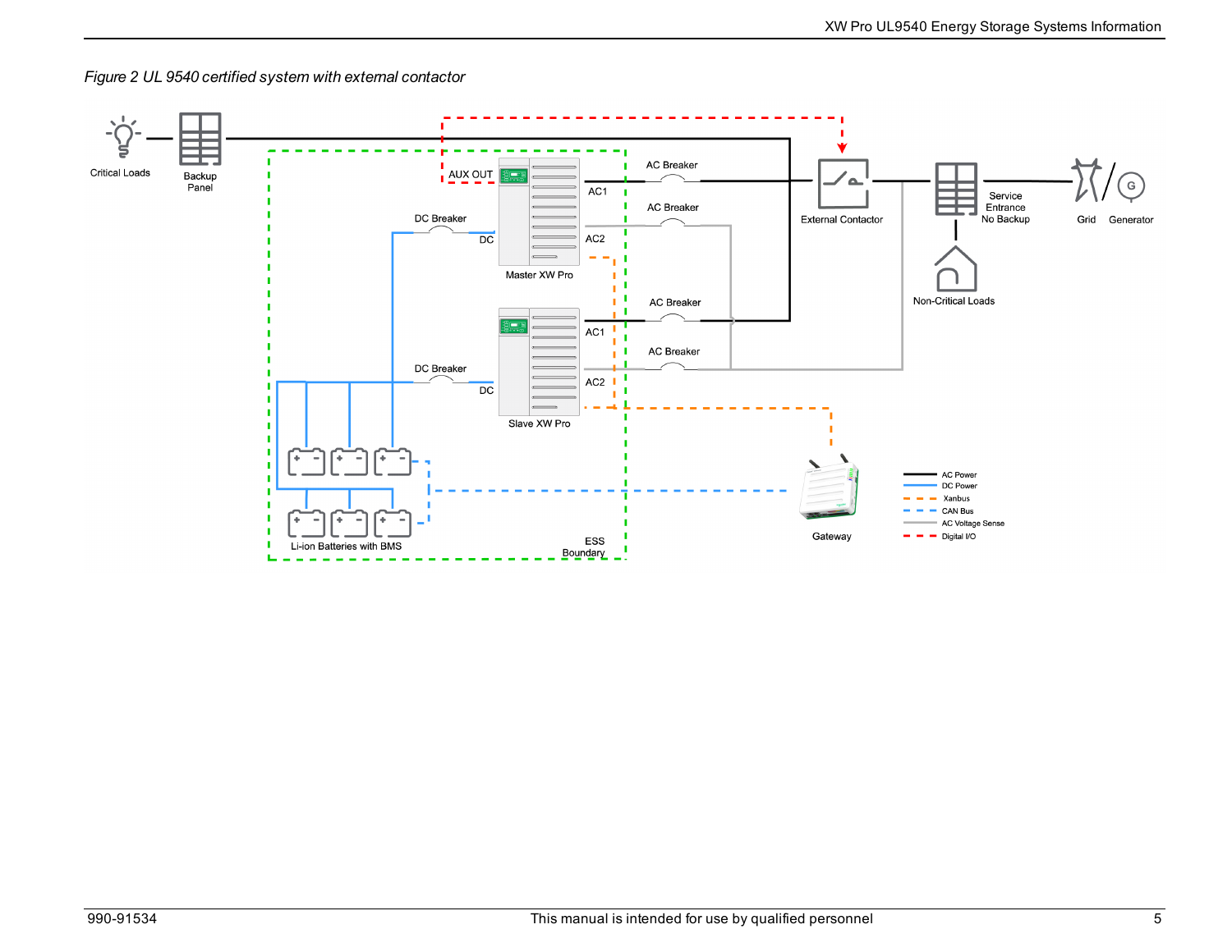*Figure 2 UL 9540 certified system with external contactor*

Critical Loads

Backup Panel

AUX OUT

AC1

AC Breaker

AC Breaker

External Contactor

Service Entrance No Backup

Grid

Generator

DC Breaker

DC

AC2

Master XW Pro

Non-Critical Loads

AC Breaker

AC1

AC Breaker

DC Breaker

DC

AC2

Slave XW Pro

Gateway

AC Power

DC Power

Xanbus

CAN Bus

AC Voltage Sense

Digital I/O

Li-ion Batteries with BMS

ESS Boundary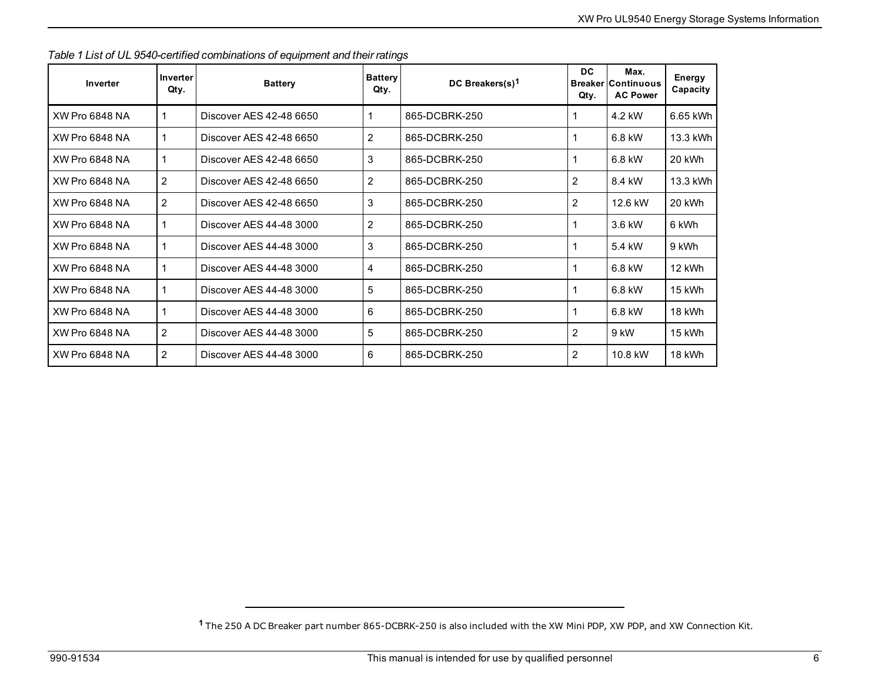*Table 1 List of UL 9540-certified combinations of equipment and their ratings*

| Inverter | Inverter Qty. | Battery | Battery Qty. | DC Breakers(s)[1] | DC Breaker Qty. | Max. Continuous AC Power | Energy Capacity |
|---|---|---|---|---|---|---|---|
| XW Pro 6848 NA | 1 | Discover AES 42-48 6650 | 1 | 865-DCBRK-250 | 1 | 4.2 kW | 6.65 kWh |
| XW Pro 6848 NA | 1 | Discover AES 42-48 6650 | 2 | 865-DCBRK-250 | 1 | 6.8 kW | 13.3 kWh |
| XW Pro 6848 NA | 1 | Discover AES 42-48 6650 | 3 | 865-DCBRK-250 | 1 | 6.8 kW | 20 kWh |
| XW Pro 6848 NA | 2 | Discover AES 42-48 6650 | 2 | 865-DCBRK-250 | 2 | 8.4 kW | 13.3 kWh |
| XW Pro 6848 NA | 2 | Discover AES 42-48 6650 | 3 | 865-DCBRK-250 | 2 | 12.6 kW | 20 kWh |
| XW Pro 6848 NA | 1 | Discover AES 44-48 3000 | 2 | 865-DCBRK-250 | 1 | 3.6 kW | 6 kWh |
| XW Pro 6848 NA | 1 | Discover AES 44-48 3000 | 3 | 865-DCBRK-250 | 1 | 5.4 kW | 9 kWh |
| XW Pro 6848 NA | 1 | Discover AES 44-48 3000 | 4 | 865-DCBRK-250 | 1 | 6.8 kW | 12 kWh |
| XW Pro 6848 NA | 1 | Discover AES 44-48 3000 | 5 | 865-DCBRK-250 | 1 | 6.8 kW | 15 kWh |
| XW Pro 6848 NA | 1 | Discover AES 44-48 3000 | 6 | 865-DCBRK-250 | 1 | 6.8 kW | 18 kWh |
| XW Pro 6848 NA | 2 | Discover AES 44-48 3000 | 5 | 865-DCBRK-250 | 2 | 9 kW | 15 kWh |
| XW Pro 6848 NA | 2 | Discover AES 44-48 3000 | 6 | 865-DCBRK-250 | 2 | 10.8 kW | 18 kWh |

[1] The 250 A DC Breaker part number 865-DCBRK-250 is also included with the XW Mini PDP, XW PDP, and XW Connection Kit.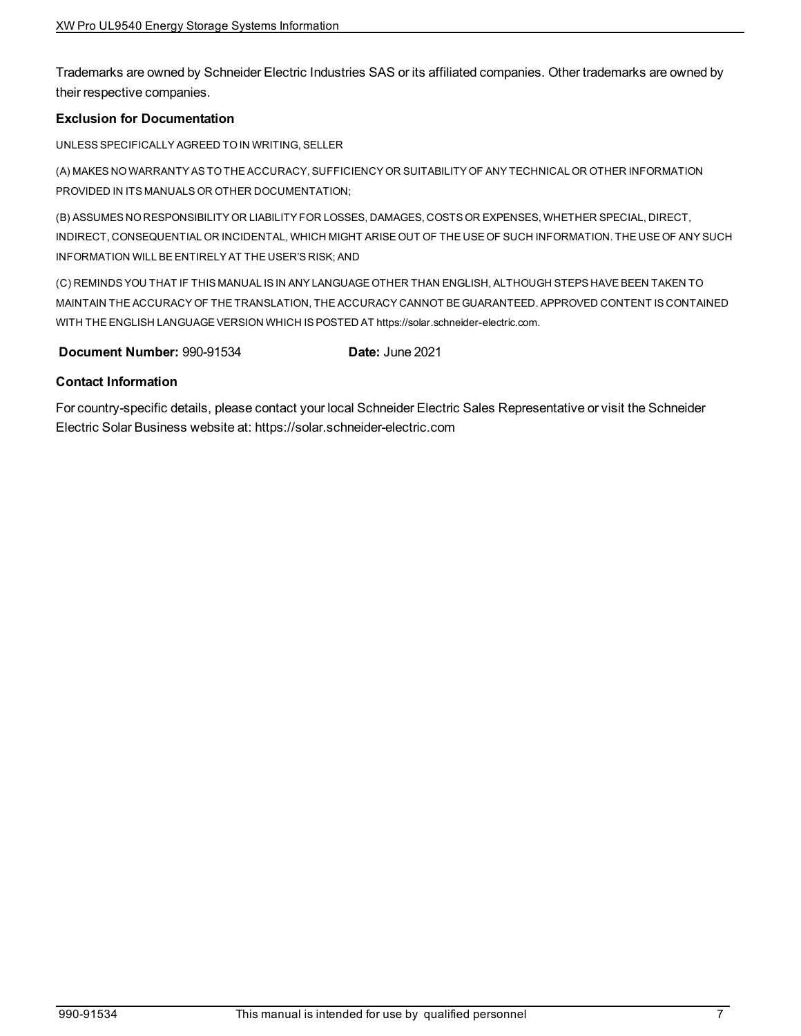Trademarks are owned by Schneider Electric Industries SAS or its affiliated companies. Other trademarks are owned by their respective companies.

**Exclusion for Documentation**

UNLESS SPECIFICALLY AGREED TO IN WRITING, SELLER

(A) MAKES NO WARRANTY AS TO THE ACCURACY, SUFFICIENCY OR SUITABILITY OF ANY TECHNICAL OR OTHER INFORMATION PROVIDED IN ITS MANUALS OR OTHER DOCUMENTATION;

(B) ASSUMES NO RESPONSIBILITY OR LIABILITY FOR LOSSES, DAMAGES, COSTS OR EXPENSES, WHETHER SPECIAL, DIRECT, INDIRECT, CONSEQUENTIAL OR INCIDENTAL, WHICH MIGHT ARISE OUT OF THE USE OF SUCH INFORMATION. THE USE OF ANY SUCH INFORMATION WILL BE ENTIRELY AT THE USER'S RISK; AND

(C) REMINDS YOU THAT IF THIS MANUAL IS IN ANY LANGUAGE OTHER THAN ENGLISH, ALTHOUGH STEPS HAVE BEEN TAKEN TO MAINTAIN THE ACCURACY OF THE TRANSLATION, THE ACCURACY CANNOT BE GUARANTEED. APPROVED CONTENT IS CONTAINED WITH THE ENGLISH LANGUAGE VERSION WHICH IS POSTED AT https://solar.schneider-electric.com.

**Document Number:** 990-91534 **Date:** June 2021

**Contact Information**

For country-specific details, please contact your local Schneider Electric Sales Representative or visit the Schneider Electric Solar Business website at: https://solar.schneider-electric.com